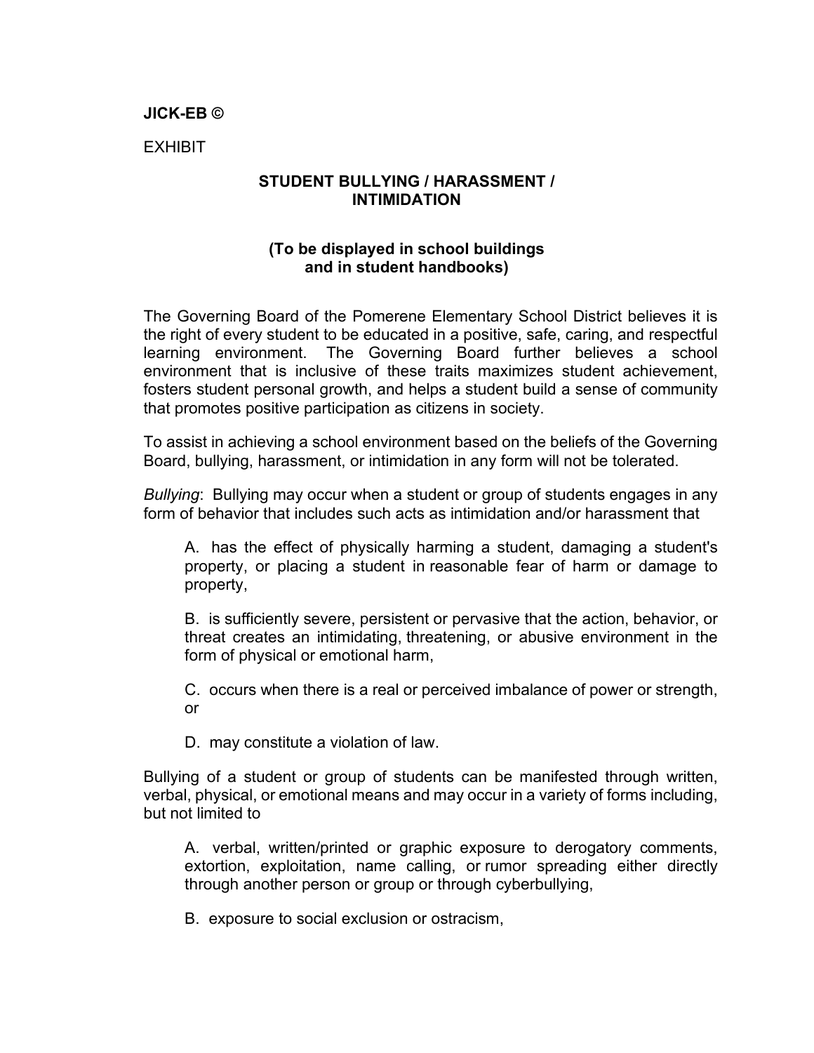**JICK-EB ©**

EXHIBIT

## STUDENT BULLYING / HARASSMENT / INTIMIDATION

**(To be displayed in school buildings and in student handbooks)**

The Governing Board of the Pomerene Elementary School District believes it is the right of every student to be educated in a positive, safe, caring, and respectful learning environment. The Governing Board further believes a school environment that is inclusive of these traits maximizes student achievement, fosters student personal growth, and helps a student build a sense of community that promotes positive participation as citizens in society.

To assist in achieving a school environment based on the beliefs of the Governing Board, bullying, harassment, or intimidation in any form will not be tolerated.

*Bullying*: Bullying may occur when a student or group of students engages in any form of behavior that includes such acts as intimidation and/or harassment that

> A. has the effect of physically harming a student, damaging a student's property, or placing a student in reasonable fear of harm or damage to property,
>
> B. is sufficiently severe, persistent or pervasive that the action, behavior, or threat creates an intimidating, threatening, or abusive environment in the form of physical or emotional harm,
>
> C. occurs when there is a real or perceived imbalance of power or strength, or
>
> D. may constitute a violation of law.

Bullying of a student or group of students can be manifested through written, verbal, physical, or emotional means and may occur in a variety of forms including, but not limited to

> A. verbal, written/printed or graphic exposure to derogatory comments, extortion, exploitation, name calling, or rumor spreading either directly through another person or group or through cyberbullying,
>
> B. exposure to social exclusion or ostracism,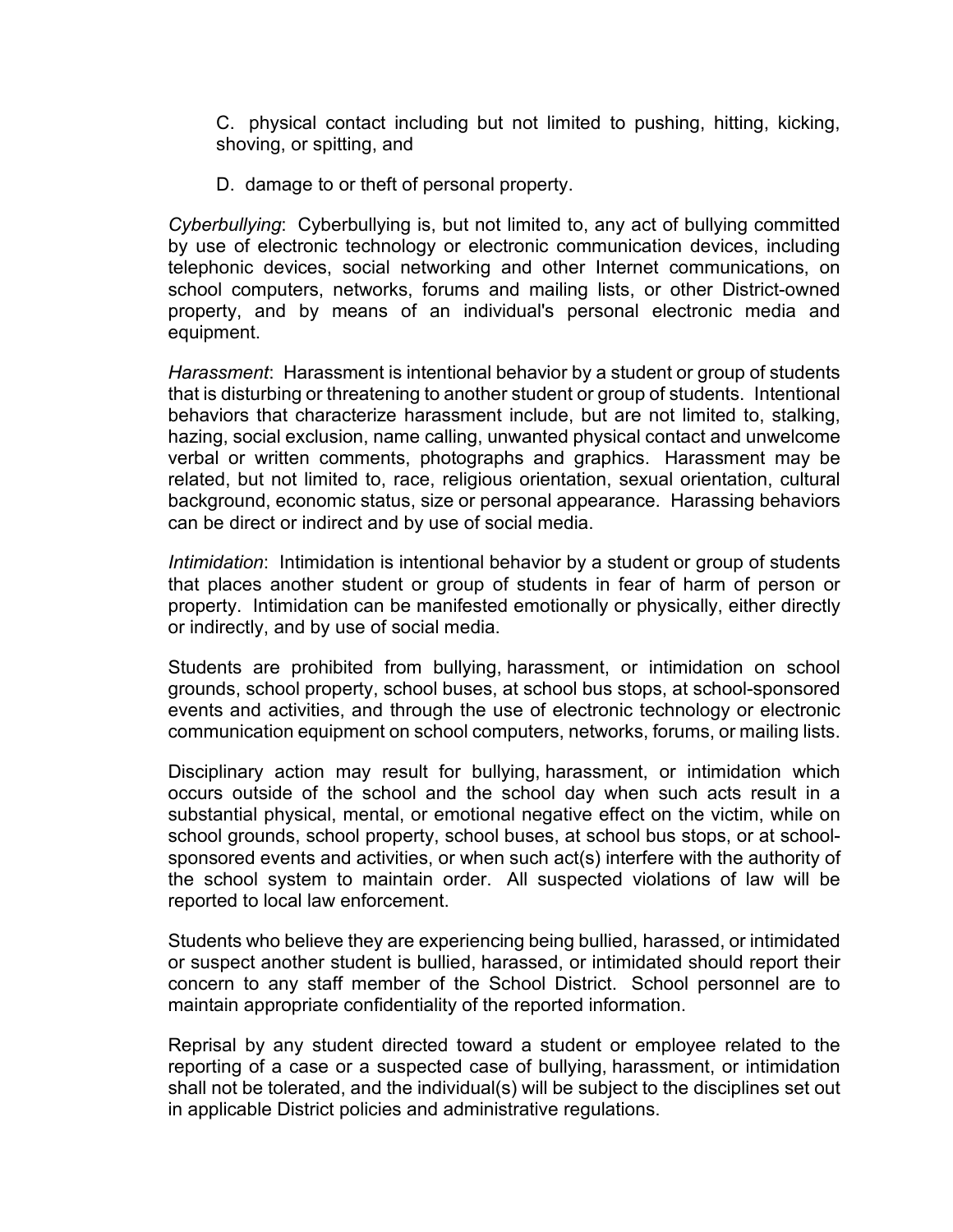C. physical contact including but not limited to pushing, hitting, kicking, shoving, or spitting, and

D. damage to or theft of personal property.

*Cyberbullying*: Cyberbullying is, but not limited to, any act of bullying committed by use of electronic technology or electronic communication devices, including telephonic devices, social networking and other Internet communications, on school computers, networks, forums and mailing lists, or other District-owned property, and by means of an individual's personal electronic media and equipment.

*Harassment*: Harassment is intentional behavior by a student or group of students that is disturbing or threatening to another student or group of students. Intentional behaviors that characterize harassment include, but are not limited to, stalking, hazing, social exclusion, name calling, unwanted physical contact and unwelcome verbal or written comments, photographs and graphics. Harassment may be related, but not limited to, race, religious orientation, sexual orientation, cultural background, economic status, size or personal appearance. Harassing behaviors can be direct or indirect and by use of social media.

*Intimidation*: Intimidation is intentional behavior by a student or group of students that places another student or group of students in fear of harm of person or property. Intimidation can be manifested emotionally or physically, either directly or indirectly, and by use of social media.

Students are prohibited from bullying, harassment, or intimidation on school grounds, school property, school buses, at school bus stops, at school-sponsored events and activities, and through the use of electronic technology or electronic communication equipment on school computers, networks, forums, or mailing lists.

Disciplinary action may result for bullying, harassment, or intimidation which occurs outside of the school and the school day when such acts result in a substantial physical, mental, or emotional negative effect on the victim, while on school grounds, school property, school buses, at school bus stops, or at school-sponsored events and activities, or when such act(s) interfere with the authority of the school system to maintain order. All suspected violations of law will be reported to local law enforcement.

Students who believe they are experiencing being bullied, harassed, or intimidated or suspect another student is bullied, harassed, or intimidated should report their concern to any staff member of the School District. School personnel are to maintain appropriate confidentiality of the reported information.

Reprisal by any student directed toward a student or employee related to the reporting of a case or a suspected case of bullying, harassment, or intimidation shall not be tolerated, and the individual(s) will be subject to the disciplines set out in applicable District policies and administrative regulations.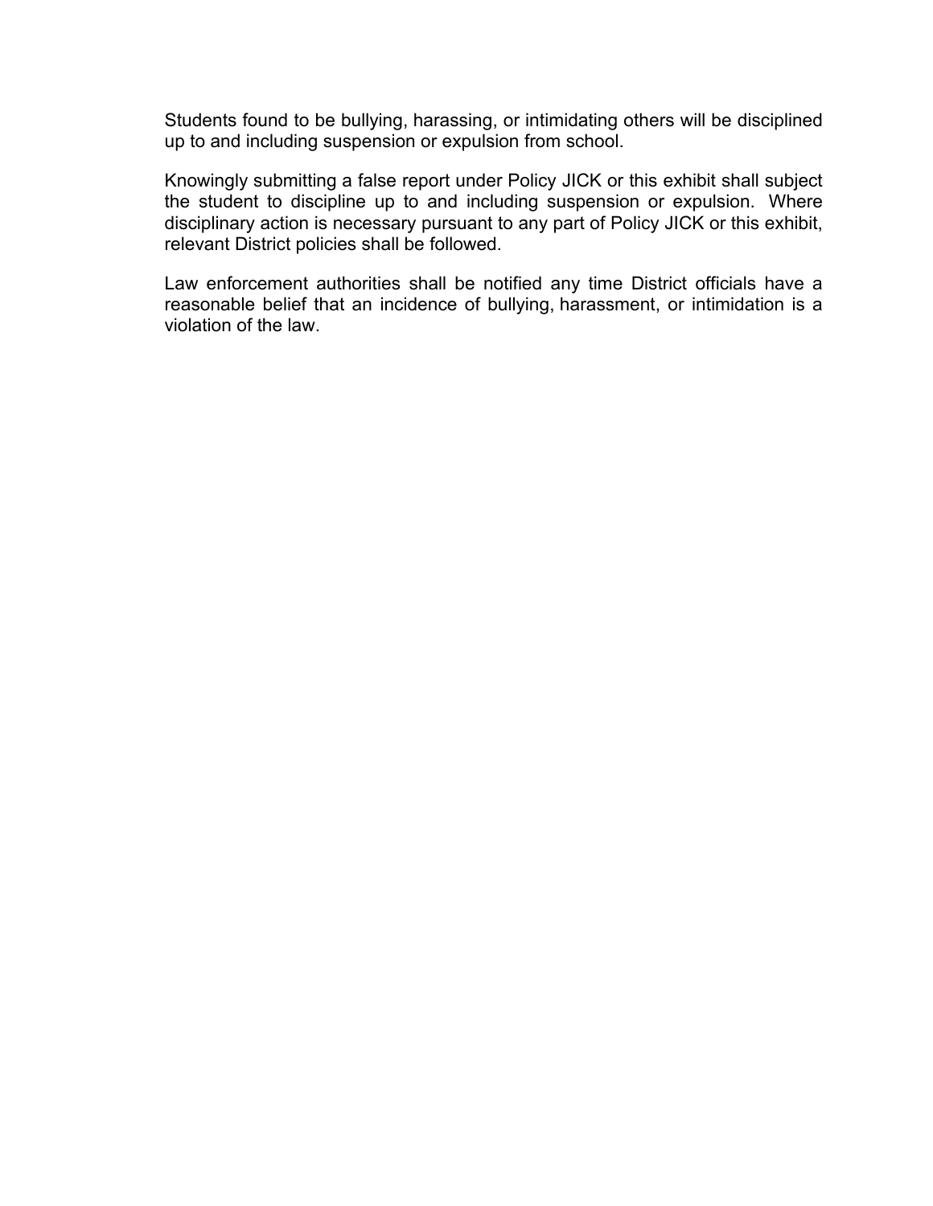Students found to be bullying, harassing, or intimidating others will be disciplined up to and including suspension or expulsion from school.

Knowingly submitting a false report under Policy JICK or this exhibit shall subject the student to discipline up to and including suspension or expulsion. Where disciplinary action is necessary pursuant to any part of Policy JICK or this exhibit, relevant District policies shall be followed.

Law enforcement authorities shall be notified any time District officials have a reasonable belief that an incidence of bullying, harassment, or intimidation is a violation of the law.